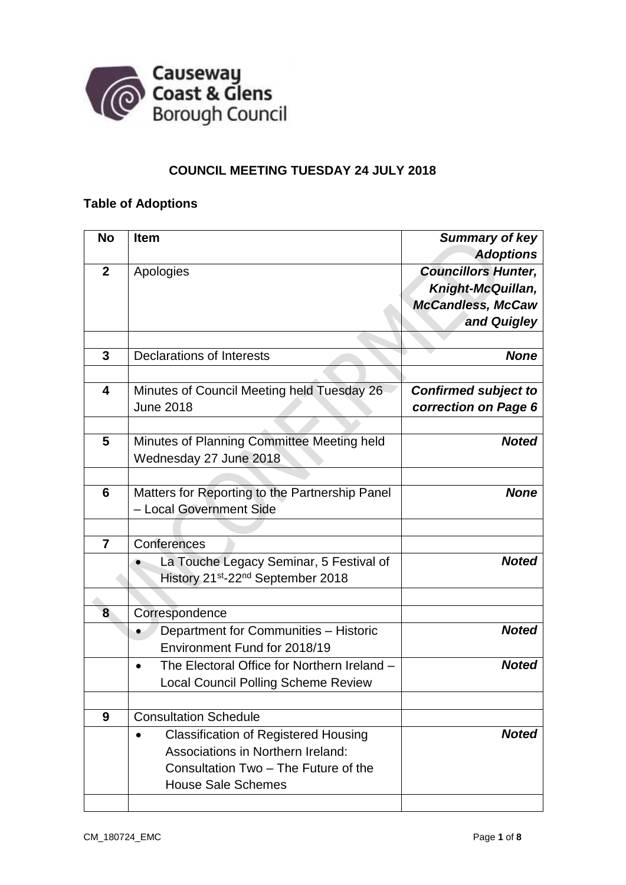**COUNCIL MEETING TUESDAY 24 JULY 2018**

**Table of Adoptions**

| No | Item | *Summary of key Adoptions* |
|---|---|---|
| **2** | Apologies | ***Councillors Hunter, Knight-McQuillan, McCandless, McCaw and Quigley*** |
| | | |
| **3** | Declarations of Interests | ***None*** |
| | | |
| **4** | Minutes of Council Meeting held Tuesday 26 June 2018 | ***Confirmed subject to correction on Page 6*** |
| | | |
| **5** | Minutes of Planning Committee Meeting held Wednesday 27 June 2018 | ***Noted*** |
| | | |
| **6** | Matters for Reporting to the Partnership Panel – Local Government Side | ***None*** |
| | | |
| **7** | Conferences | |
| | • La Touche Legacy Seminar, 5 Festival of History 21st-22nd September 2018 | ***Noted*** |
| | | |
| **8** | Correspondence | |
| | • Department for Communities – Historic Environment Fund for 2018/19 | ***Noted*** |
| | • The Electoral Office for Northern Ireland – Local Council Polling Scheme Review | ***Noted*** |
| | | |
| **9** | Consultation Schedule | |
| | • Classification of Registered Housing Associations in Northern Ireland: Consultation Two – The Future of the House Sale Schemes | ***Noted*** |
| | | |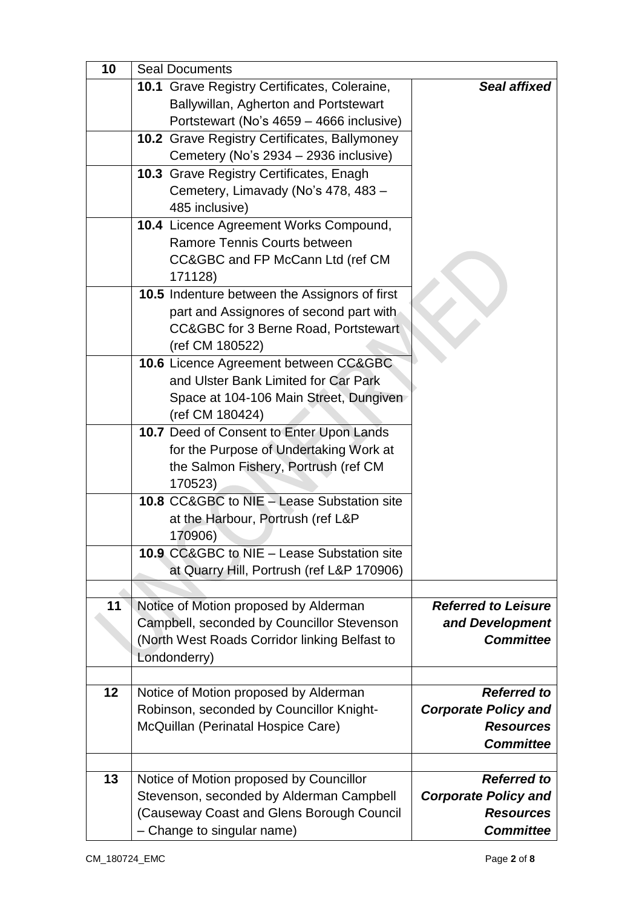| 10 | Seal Documents | |
|---|---|---|
| | **10.1** Grave Registry Certificates, Coleraine, Ballywillan, Agherton and Portstewart Portstewart (No's 4659 – 4666 inclusive) | ***Seal affixed*** |
| | **10.2** Grave Registry Certificates, Ballymoney Cemetery (No's 2934 – 2936 inclusive) | |
| | **10.3** Grave Registry Certificates, Enagh Cemetery, Limavady (No's 478, 483 – 485 inclusive) | |
| | **10.4** Licence Agreement Works Compound, Ramore Tennis Courts between CC&GBC and FP McCann Ltd (ref CM 171128) | |
| | **10.5** Indenture between the Assignors of first part and Assignores of second part with CC&GBC for 3 Berne Road, Portstewart (ref CM 180522) | |
| | **10.6** Licence Agreement between CC&GBC and Ulster Bank Limited for Car Park Space at 104-106 Main Street, Dungiven (ref CM 180424) | |
| | **10.7** Deed of Consent to Enter Upon Lands for the Purpose of Undertaking Work at the Salmon Fishery, Portrush (ref CM 170523) | |
| | **10.8** CC&GBC to NIE – Lease Substation site at the Harbour, Portrush (ref L&P 170906) | |
| | **10.9** CC&GBC to NIE – Lease Substation site at Quarry Hill, Portrush (ref L&P 170906) | |
| | | |
| **11** | Notice of Motion proposed by Alderman Campbell, seconded by Councillor Stevenson (North West Roads Corridor linking Belfast to Londonderry) | ***Referred to Leisure and Development Committee*** |
| | | |
| **12** | Notice of Motion proposed by Alderman Robinson, seconded by Councillor Knight-McQuillan (Perinatal Hospice Care) | ***Referred to Corporate Policy and Resources Committee*** |
| | | |
| **13** | Notice of Motion proposed by Councillor Stevenson, seconded by Alderman Campbell (Causeway Coast and Glens Borough Council – Change to singular name) | ***Referred to Corporate Policy and Resources Committee*** |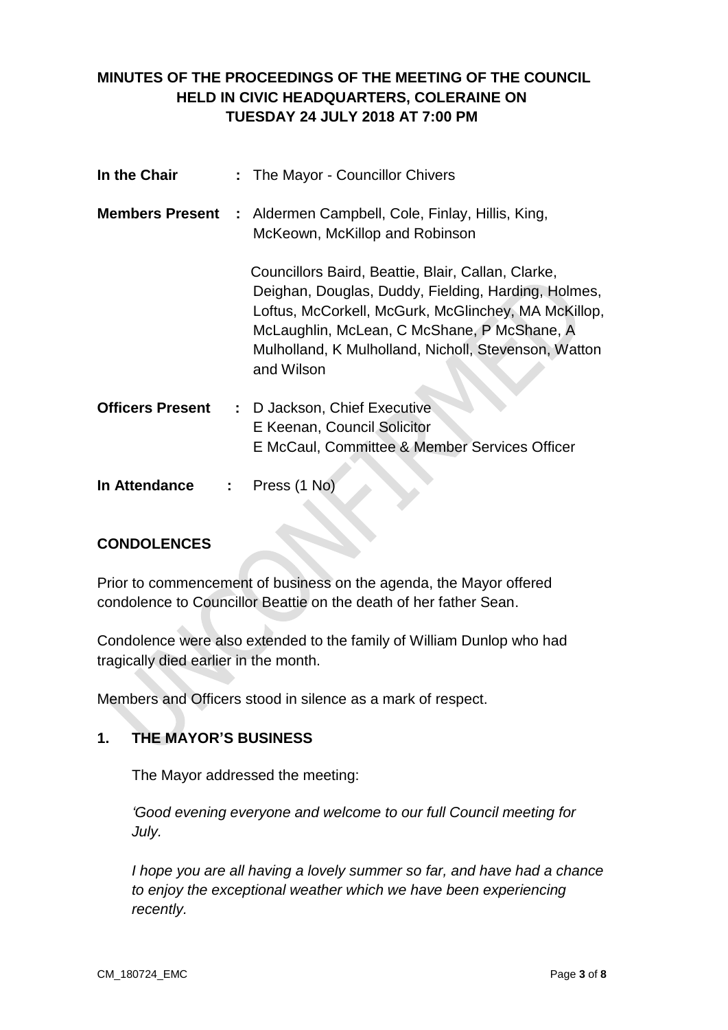**MINUTES OF THE PROCEEDINGS OF THE MEETING OF THE COUNCIL HELD IN CIVIC HEADQUARTERS, COLERAINE ON TUESDAY 24 JULY 2018 AT 7:00 PM**

| | | |
|---|---|---|
| **In the Chair** | : | The Mayor - Councillor Chivers |
| **Members Present** | : | Aldermen Campbell, Cole, Finlay, Hillis, King, McKeown, McKillop and Robinson |
| | | Councillors Baird, Beattie, Blair, Callan, Clarke, Deighan, Douglas, Duddy, Fielding, Harding, Holmes, Loftus, McCorkell, McGurk, McGlinchey, MA McKillop, McLaughlin, McLean, C McShane, P McShane, A Mulholland, K Mulholland, Nicholl, Stevenson, Watton and Wilson |
| **Officers Present** | : | D Jackson, Chief Executive<br>E Keenan, Council Solicitor<br>E McCaul, Committee & Member Services Officer |
| **In Attendance** | : | Press (1 No) |

**CONDOLENCES**

Prior to commencement of business on the agenda, the Mayor offered condolence to Councillor Beattie on the death of her father Sean.

Condolence were also extended to the family of William Dunlop who had tragically died earlier in the month.

Members and Officers stood in silence as a mark of respect.

**1. THE MAYOR'S BUSINESS**

The Mayor addressed the meeting:

*'Good evening everyone and welcome to our full Council meeting for July.*

*I hope you are all having a lovely summer so far, and have had a chance to enjoy the exceptional weather which we have been experiencing recently.*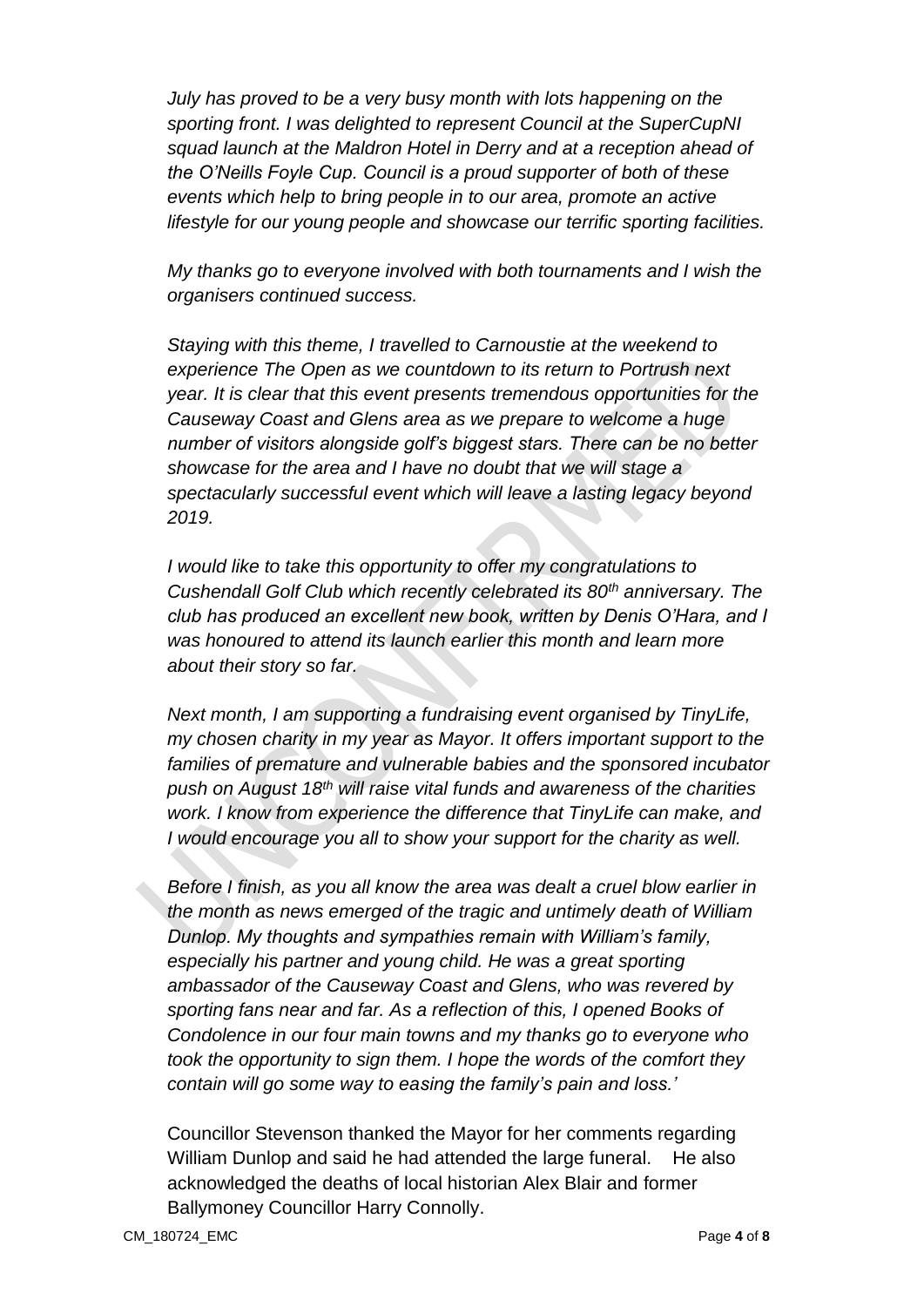*July has proved to be a very busy month with lots happening on the sporting front. I was delighted to represent Council at the SuperCupNI squad launch at the Maldron Hotel in Derry and at a reception ahead of the O'Neills Foyle Cup. Council is a proud supporter of both of these events which help to bring people in to our area, promote an active lifestyle for our young people and showcase our terrific sporting facilities.*

*My thanks go to everyone involved with both tournaments and I wish the organisers continued success.*

*Staying with this theme, I travelled to Carnoustie at the weekend to experience The Open as we countdown to its return to Portrush next year. It is clear that this event presents tremendous opportunities for the Causeway Coast and Glens area as we prepare to welcome a huge number of visitors alongside golf's biggest stars. There can be no better showcase for the area and I have no doubt that we will stage a spectacularly successful event which will leave a lasting legacy beyond 2019.*

*I would like to take this opportunity to offer my congratulations to Cushendall Golf Club which recently celebrated its 80th anniversary. The club has produced an excellent new book, written by Denis O'Hara, and I was honoured to attend its launch earlier this month and learn more about their story so far.*

*Next month, I am supporting a fundraising event organised by TinyLife, my chosen charity in my year as Mayor. It offers important support to the families of premature and vulnerable babies and the sponsored incubator push on August 18th will raise vital funds and awareness of the charities work. I know from experience the difference that TinyLife can make, and I would encourage you all to show your support for the charity as well.*

*Before I finish, as you all know the area was dealt a cruel blow earlier in the month as news emerged of the tragic and untimely death of William Dunlop. My thoughts and sympathies remain with William's family, especially his partner and young child. He was a great sporting ambassador of the Causeway Coast and Glens, who was revered by sporting fans near and far. As a reflection of this, I opened Books of Condolence in our four main towns and my thanks go to everyone who took the opportunity to sign them. I hope the words of the comfort they contain will go some way to easing the family's pain and loss.'*

Councillor Stevenson thanked the Mayor for her comments regarding William Dunlop and said he had attended the large funeral. He also acknowledged the deaths of local historian Alex Blair and former Ballymoney Councillor Harry Connolly.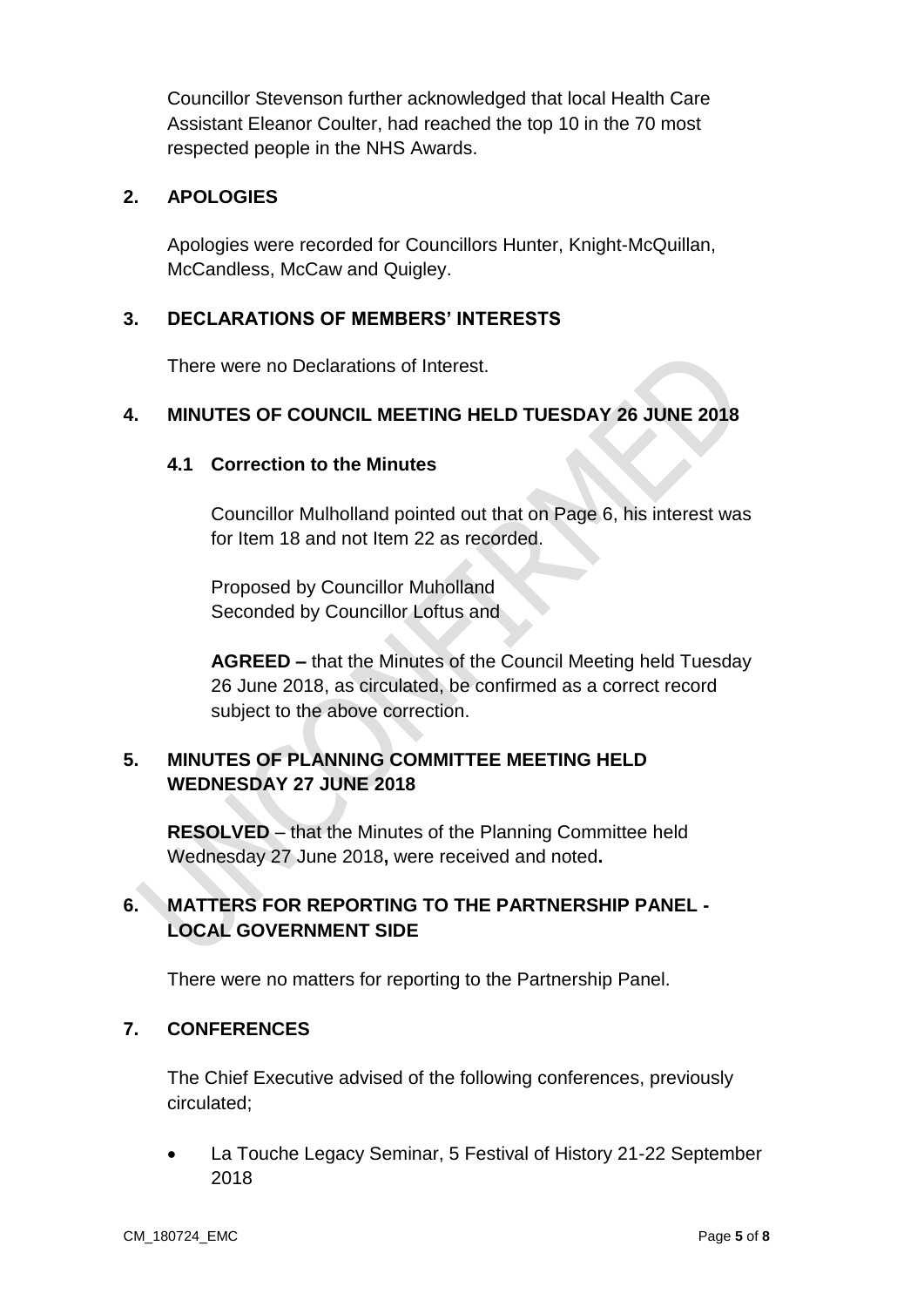Councillor Stevenson further acknowledged that local Health Care Assistant Eleanor Coulter, had reached the top 10 in the 70 most respected people in the NHS Awards.

## 2. APOLOGIES

Apologies were recorded for Councillors Hunter, Knight-McQuillan, McCandless, McCaw and Quigley.

## 3. DECLARATIONS OF MEMBERS' INTERESTS

There were no Declarations of Interest.

## 4. MINUTES OF COUNCIL MEETING HELD TUESDAY 26 JUNE 2018

### 4.1 Correction to the Minutes

Councillor Mulholland pointed out that on Page 6, his interest was for Item 18 and not Item 22 as recorded.

Proposed by Councillor Muholland
Seconded by Councillor Loftus and

**AGREED –** that the Minutes of the Council Meeting held Tuesday 26 June 2018, as circulated, be confirmed as a correct record subject to the above correction.

## 5. MINUTES OF PLANNING COMMITTEE MEETING HELD WEDNESDAY 27 JUNE 2018

**RESOLVED** – that the Minutes of the Planning Committee held Wednesday 27 June 2018**,** were received and noted**.**

## 6. MATTERS FOR REPORTING TO THE PARTNERSHIP PANEL - LOCAL GOVERNMENT SIDE

There were no matters for reporting to the Partnership Panel.

## 7. CONFERENCES

The Chief Executive advised of the following conferences, previously circulated;

- La Touche Legacy Seminar, 5 Festival of History 21-22 September 2018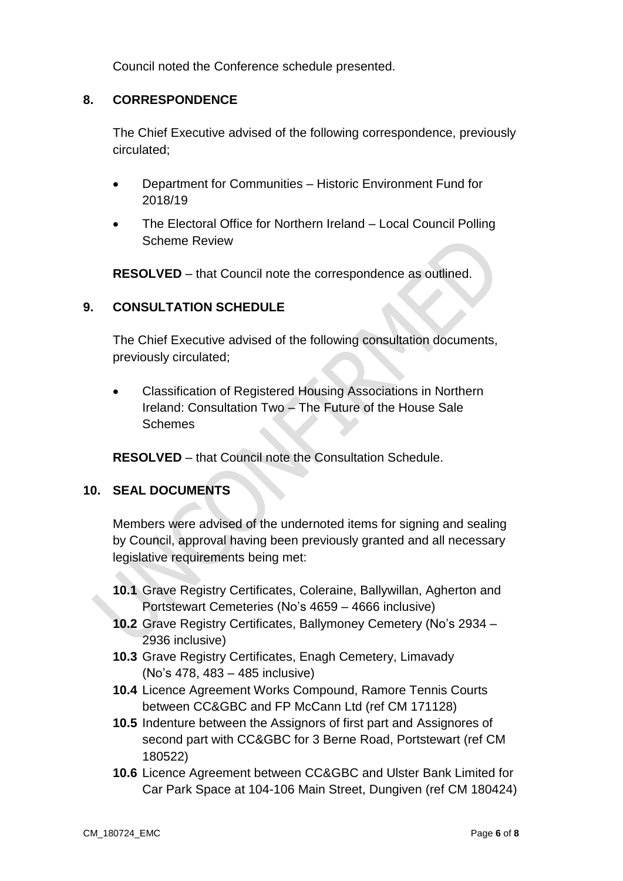Council noted the Conference schedule presented.

## 8. CORRESPONDENCE

The Chief Executive advised of the following correspondence, previously circulated;

- Department for Communities – Historic Environment Fund for 2018/19
- The Electoral Office for Northern Ireland – Local Council Polling Scheme Review

**RESOLVED** – that Council note the correspondence as outlined.

## 9. CONSULTATION SCHEDULE

The Chief Executive advised of the following consultation documents, previously circulated;

- Classification of Registered Housing Associations in Northern Ireland: Consultation Two – The Future of the House Sale Schemes

**RESOLVED** – that Council note the Consultation Schedule.

## 10. SEAL DOCUMENTS

Members were advised of the undernoted items for signing and sealing by Council, approval having been previously granted and all necessary legislative requirements being met:

**10.1** Grave Registry Certificates, Coleraine, Ballywillan, Agherton and Portstewart Cemeteries (No's 4659 – 4666 inclusive)
**10.2** Grave Registry Certificates, Ballymoney Cemetery (No's 2934 – 2936 inclusive)
**10.3** Grave Registry Certificates, Enagh Cemetery, Limavady (No's 478, 483 – 485 inclusive)
**10.4** Licence Agreement Works Compound, Ramore Tennis Courts between CC&GBC and FP McCann Ltd (ref CM 171128)
**10.5** Indenture between the Assignors of first part and Assignores of second part with CC&GBC for 3 Berne Road, Portstewart (ref CM 180522)
**10.6** Licence Agreement between CC&GBC and Ulster Bank Limited for Car Park Space at 104-106 Main Street, Dungiven (ref CM 180424)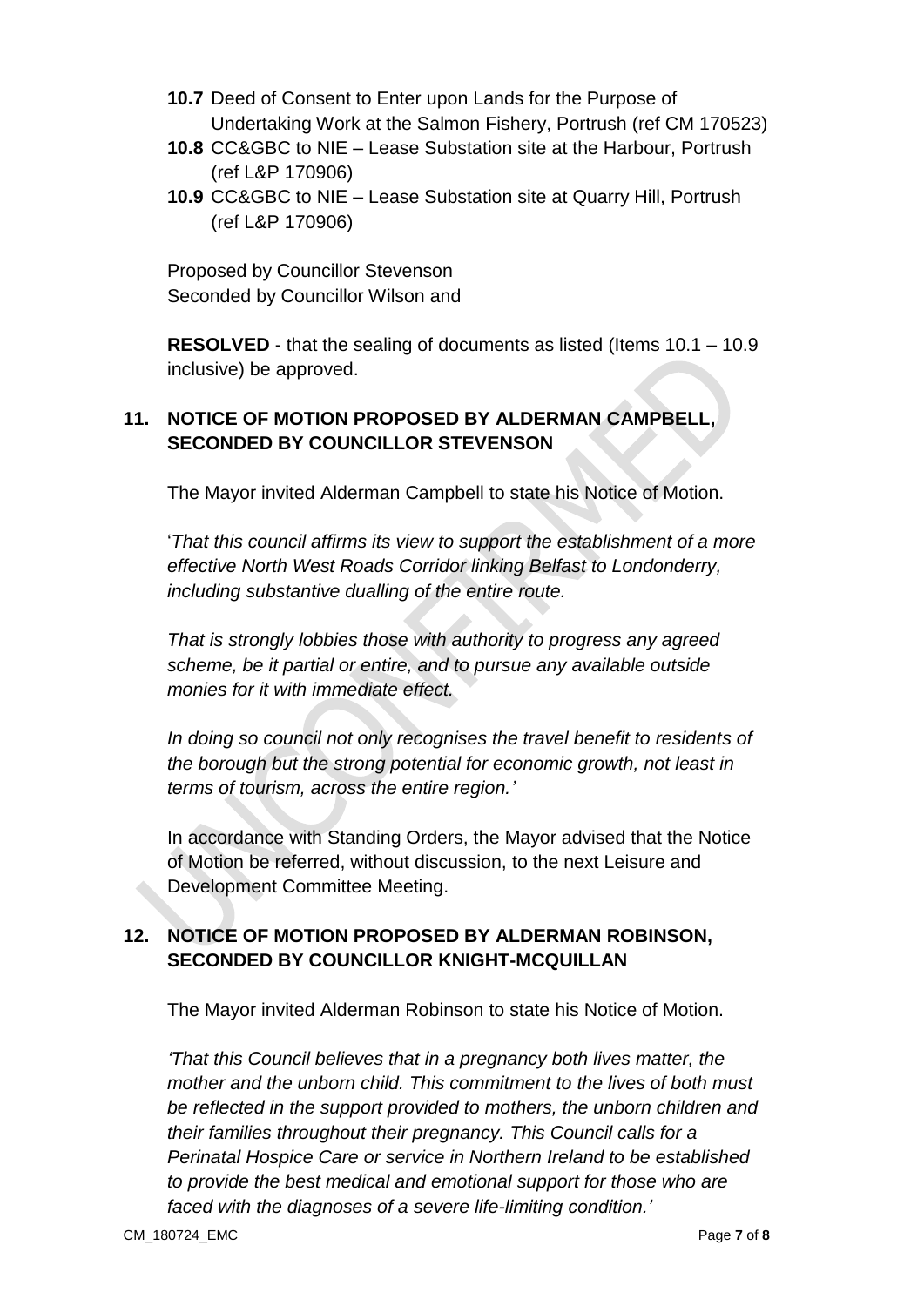**10.7** Deed of Consent to Enter upon Lands for the Purpose of Undertaking Work at the Salmon Fishery, Portrush (ref CM 170523)

**10.8** CC&GBC to NIE – Lease Substation site at the Harbour, Portrush (ref L&P 170906)

**10.9** CC&GBC to NIE – Lease Substation site at Quarry Hill, Portrush (ref L&P 170906)

Proposed by Councillor Stevenson
Seconded by Councillor Wilson and

**RESOLVED** - that the sealing of documents as listed (Items 10.1 – 10.9 inclusive) be approved.

## 11. NOTICE OF MOTION PROPOSED BY ALDERMAN CAMPBELL, SECONDED BY COUNCILLOR STEVENSON

The Mayor invited Alderman Campbell to state his Notice of Motion.

'*That this council affirms its view to support the establishment of a more effective North West Roads Corridor linking Belfast to Londonderry, including substantive dualling of the entire route.*

*That is strongly lobbies those with authority to progress any agreed scheme, be it partial or entire, and to pursue any available outside monies for it with immediate effect.*

*In doing so council not only recognises the travel benefit to residents of the borough but the strong potential for economic growth, not least in terms of tourism, across the entire region.'*

In accordance with Standing Orders, the Mayor advised that the Notice of Motion be referred, without discussion, to the next Leisure and Development Committee Meeting.

## 12. NOTICE OF MOTION PROPOSED BY ALDERMAN ROBINSON, SECONDED BY COUNCILLOR KNIGHT-MCQUILLAN

The Mayor invited Alderman Robinson to state his Notice of Motion.

*'That this Council believes that in a pregnancy both lives matter, the mother and the unborn child. This commitment to the lives of both must be reflected in the support provided to mothers, the unborn children and their families throughout their pregnancy. This Council calls for a Perinatal Hospice Care or service in Northern Ireland to be established to provide the best medical and emotional support for those who are faced with the diagnoses of a severe life-limiting condition.'*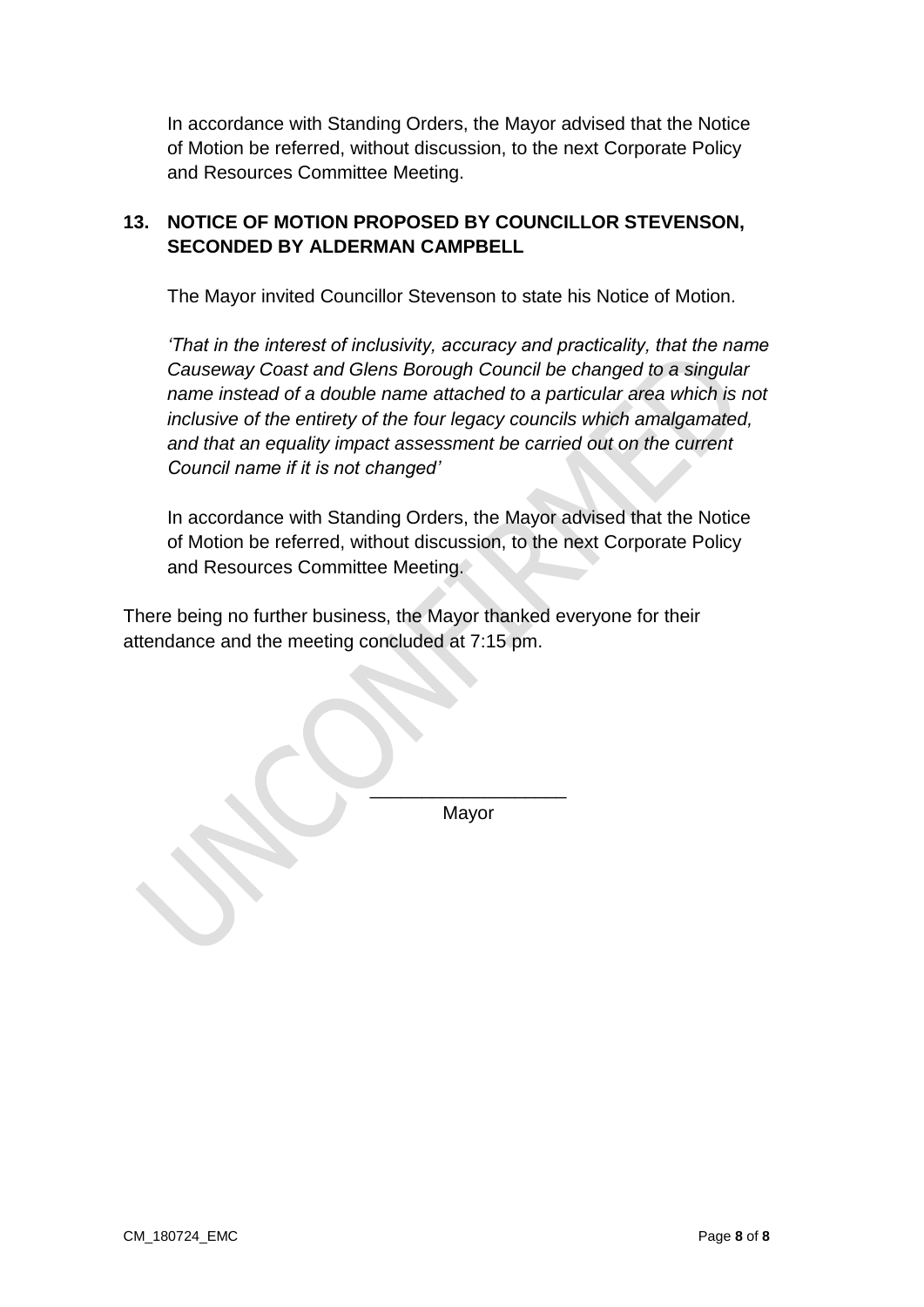In accordance with Standing Orders, the Mayor advised that the Notice of Motion be referred, without discussion, to the next Corporate Policy and Resources Committee Meeting.

## 13. NOTICE OF MOTION PROPOSED BY COUNCILLOR STEVENSON, SECONDED BY ALDERMAN CAMPBELL

The Mayor invited Councillor Stevenson to state his Notice of Motion.

*'That in the interest of inclusivity, accuracy and practicality, that the name Causeway Coast and Glens Borough Council be changed to a singular name instead of a double name attached to a particular area which is not inclusive of the entirety of the four legacy councils which amalgamated, and that an equality impact assessment be carried out on the current Council name if it is not changed'*

In accordance with Standing Orders, the Mayor advised that the Notice of Motion be referred, without discussion, to the next Corporate Policy and Resources Committee Meeting.

There being no further business, the Mayor thanked everyone for their attendance and the meeting concluded at 7:15 pm.

\_\_\_\_\_\_\_\_\_\_\_\_\_\_\_\_\_\_\_

Mayor